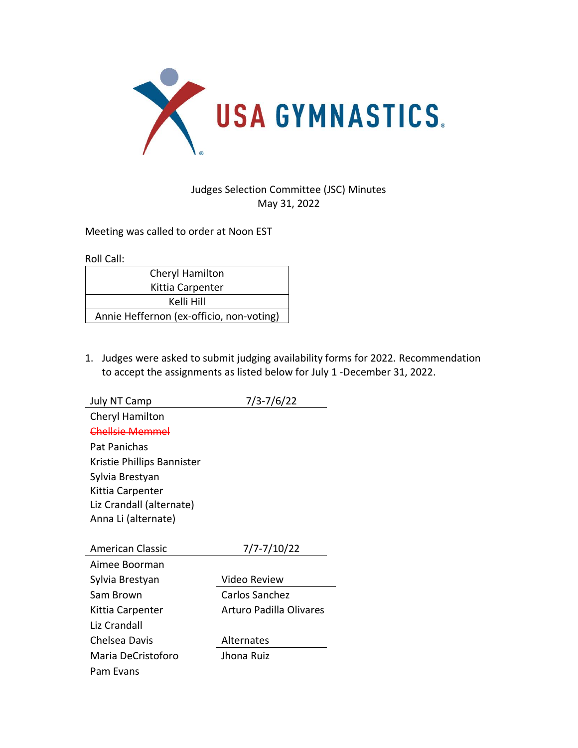USA GYMNASTICS

Judges Selection Committee (JSC) Minutes
May 31, 2022

Meeting was called to order at Noon EST

Roll Call:

| Cheryl Hamilton |
| --- |
| Kittia Carpenter |
| Kelli Hill |
| Annie Heffernon (ex-officio, non-voting) |

1. Judges were asked to submit judging availability forms for 2022. Recommendation to accept the assignments as listed below for July 1 -December 31, 2022.

| July NT Camp | 7/3-7/6/22 |
| --- | --- |
| Cheryl Hamilton | |
| ~~Chellsie Memmel~~ | |
| Pat Panichas | |
| Kristie Phillips Bannister | |
| Sylvia Brestyan | |
| Kittia Carpenter | |
| Liz Crandall (alternate) | |
| Anna Li (alternate) | |

| American Classic | 7/7-7/10/22 |
| --- | --- |
| Aimee Boorman | |
| Sylvia Brestyan | **Video Review** |
| Sam Brown | Carlos Sanchez |
| Kittia Carpenter | Arturo Padilla Olivares |
| Liz Crandall | |
| Chelsea Davis | **Alternates** |
| Maria DeCristoforo | Jhona Ruiz |
| Pam Evans | |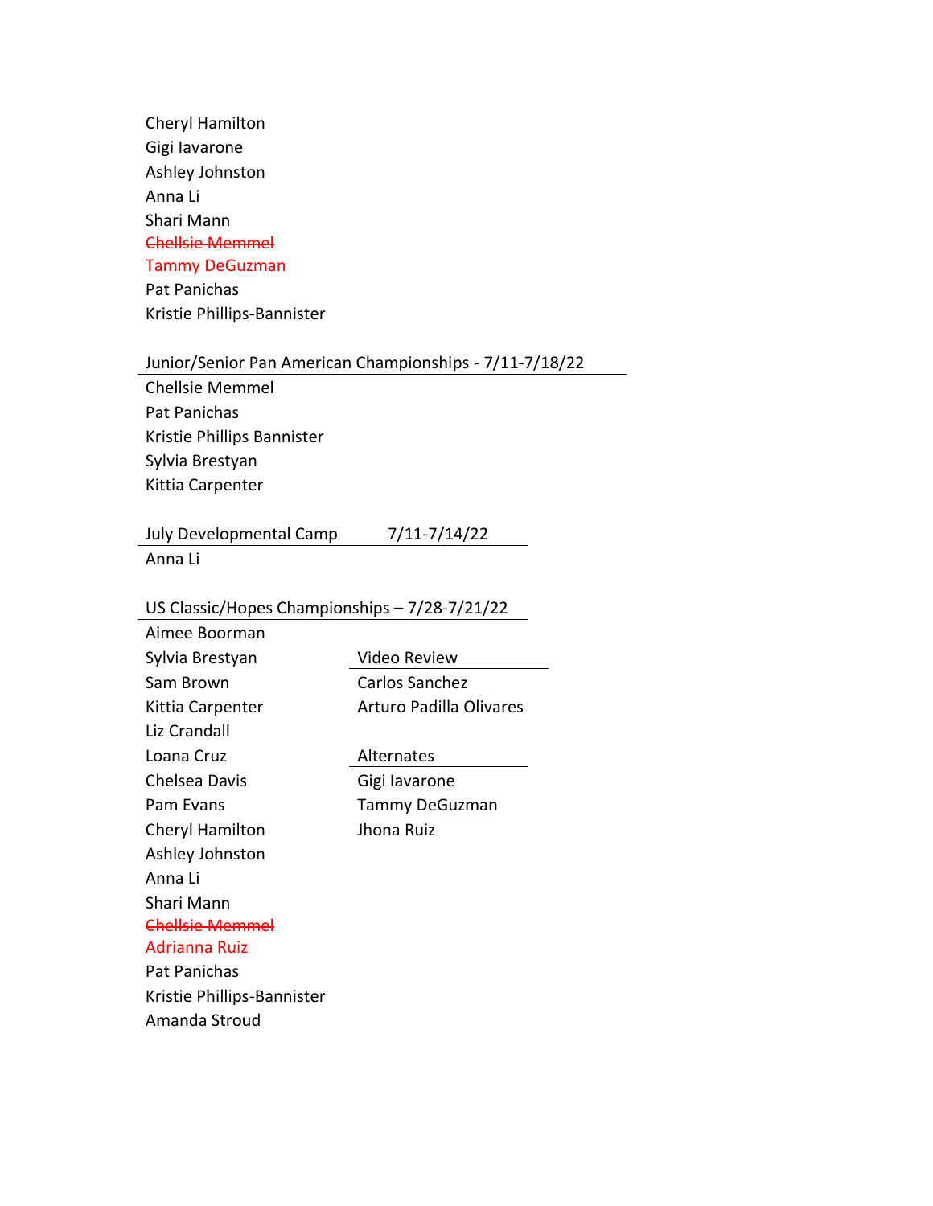Cheryl Hamilton
Gigi Iavarone
Ashley Johnston
Anna Li
Shari Mann
~~Chellsie Memmel~~
Tammy DeGuzman
Pat Panichas
Kristie Phillips-Bannister

**Junior/Senior Pan American Championships - 7/11-7/18/22**

Chellsie Memmel
Pat Panichas
Kristie Phillips Bannister
Sylvia Brestyan
Kittia Carpenter

**July Developmental Camp 7/11-7/14/22**

Anna Li

**US Classic/Hopes Championships – 7/28-7/21/22**

Aimee Boorman
Sylvia Brestyan
Sam Brown
Kittia Carpenter
Liz Crandall
Loana Cruz
Chelsea Davis
Pam Evans
Cheryl Hamilton
Ashley Johnston
Anna Li
Shari Mann
~~Chellsie Memmel~~
Adrianna Ruiz
Pat Panichas
Kristie Phillips-Bannister
Amanda Stroud

**Video Review**

Carlos Sanchez
Arturo Padilla Olivares

**Alternates**

Gigi Iavarone
Tammy DeGuzman
Jhona Ruiz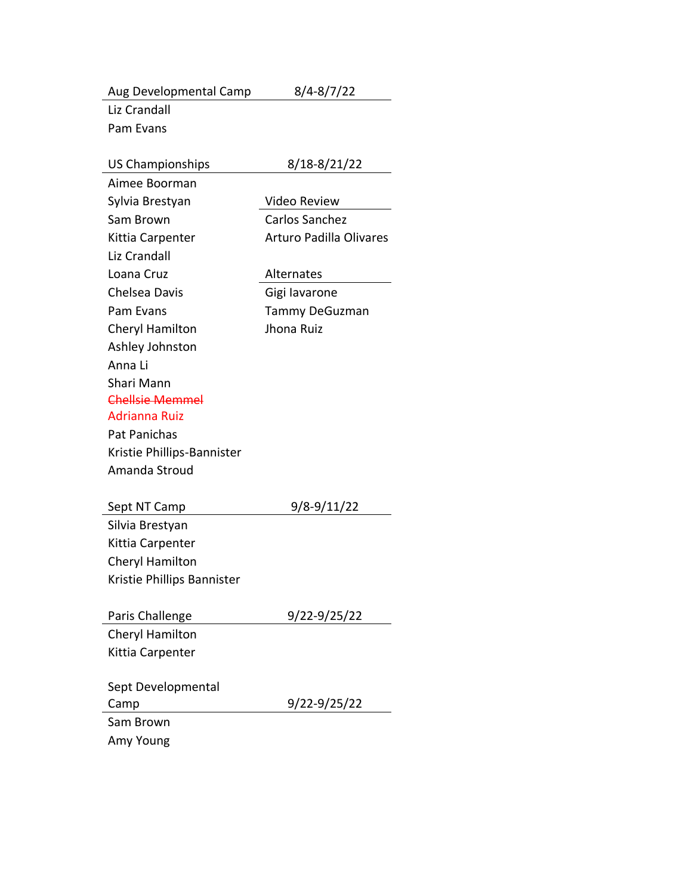| Aug Developmental Camp | 8/4-8/7/22 |
|---|---|
| Liz Crandall | |
| Pam Evans | |

| US Championships | 8/18-8/21/22 |
|---|---|
| Aimee Boorman | |
| Sylvia Brestyan | **Video Review** |
| Sam Brown | Carlos Sanchez |
| Kittia Carpenter | Arturo Padilla Olivares |
| Liz Crandall | |
| Loana Cruz | **Alternates** |
| Chelsea Davis | Gigi Iavarone |
| Pam Evans | Tammy DeGuzman |
| Cheryl Hamilton | Jhona Ruiz |
| Ashley Johnston | |
| Anna Li | |
| Shari Mann | |
| ~~Chellsie Memmel~~ | |
| Adrianna Ruiz | |
| Pat Panichas | |
| Kristie Phillips-Bannister | |
| Amanda Stroud | |

| Sept NT Camp | 9/8-9/11/22 |
|---|---|
| Silvia Brestyan | |
| Kittia Carpenter | |
| Cheryl Hamilton | |
| Kristie Phillips Bannister | |

| Paris Challenge | 9/22-9/25/22 |
|---|---|
| Cheryl Hamilton | |
| Kittia Carpenter | |

| Sept Developmental Camp | 9/22-9/25/22 |
|---|---|
| Sam Brown | |
| Amy Young | |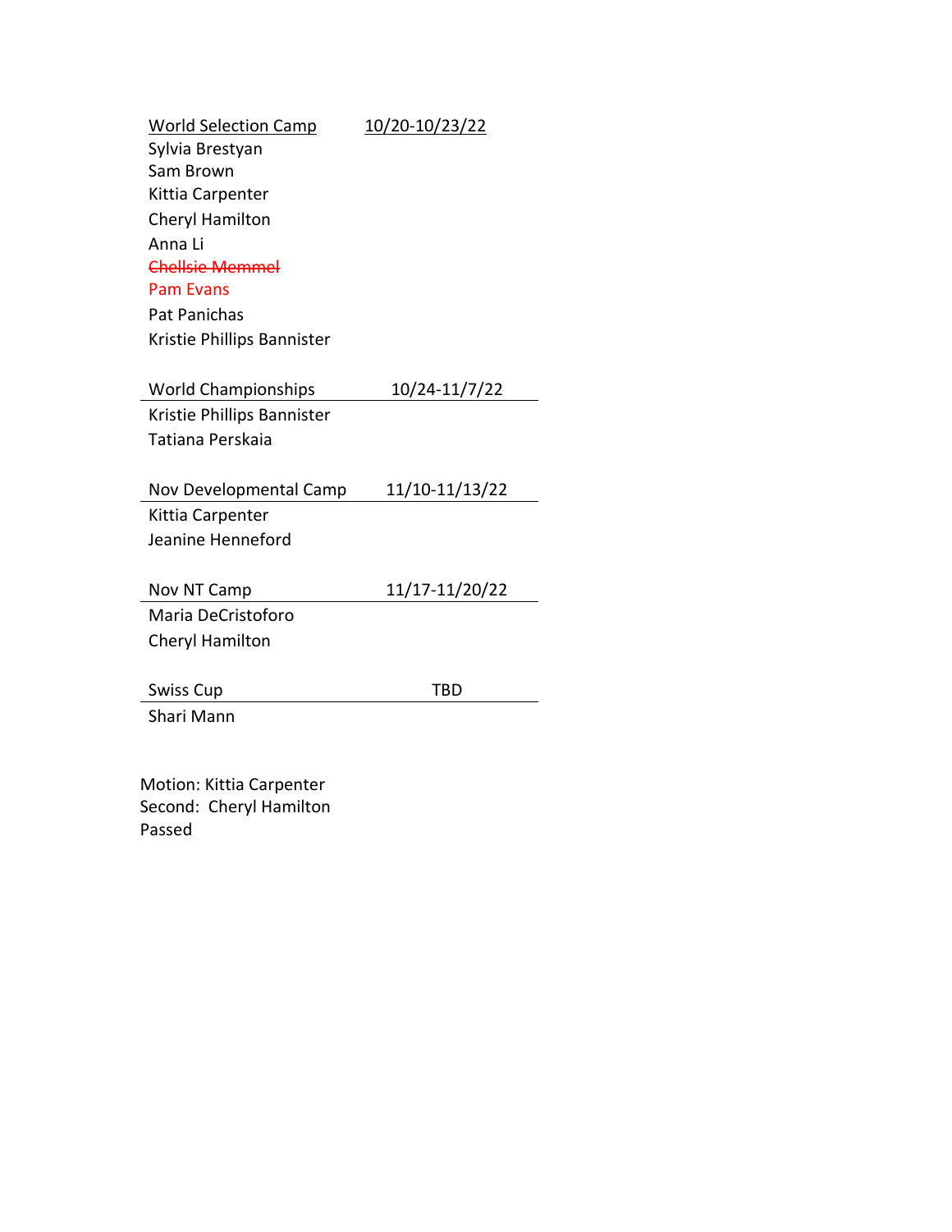<u>World Selection Camp</u> <u>10/20-10/23/22</u>

Sylvia Brestyan
Sam Brown
Kittia Carpenter
Cheryl Hamilton
Anna Li
~~Chellsie Memmel~~
Pam Evans
Pat Panichas
Kristie Phillips Bannister

| World Championships | 10/24-11/7/22 |
|---|---|
| Kristie Phillips Bannister | |
| Tatiana Perskaia | |

| Nov Developmental Camp | 11/10-11/13/22 |
|---|---|
| Kittia Carpenter | |
| Jeanine Henneford | |

| Nov NT Camp | 11/17-11/20/22 |
|---|---|
| Maria DeCristoforo | |
| Cheryl Hamilton | |

| Swiss Cup | TBD |
|---|---|
| Shari Mann | |

Motion: Kittia Carpenter
Second: Cheryl Hamilton
Passed